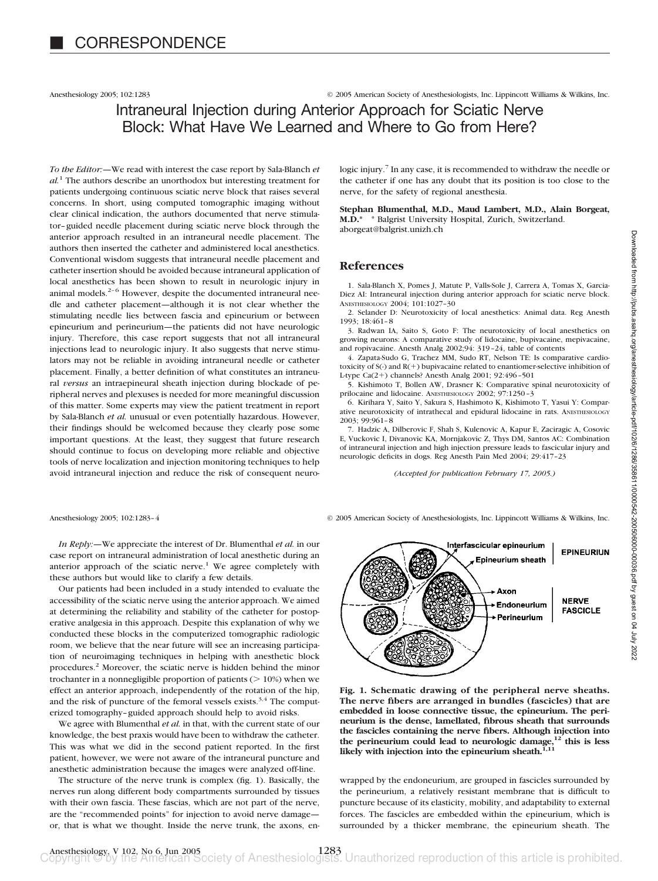# CORRESPONDENCE

## Intraneural Injection during Anterior Approach for Sciatic Nerve Block: What Have We Learned and Where to Go from Here?

*To the Editor:*—We read with interest the case report by Sala-Blanch *et al.*[1] The authors describe an unorthodox but interesting treatment for patients undergoing continuous sciatic nerve block that raises several concerns. In short, using computed tomographic imaging without clear clinical indication, the authors documented that nerve stimulator–guided needle placement during sciatic nerve block through the anterior approach resulted in an intraneural needle placement. The authors then inserted the catheter and administered local anesthetics. Conventional wisdom suggests that intraneural needle placement and catheter insertion should be avoided because intraneural application of local anesthetics has been shown to result in neurologic injury in animal models.[2–6] However, despite the documented intraneural needle and catheter placement—although it is not clear whether the stimulating needle lies between fascia and epineurium or between epineurium and perineurium—the patients did not have neurologic injury. Therefore, this case report suggests that not all intraneural injections lead to neurologic injury. It also suggests that nerve stimulators may not be reliable in avoiding intraneural needle or catheter placement. Finally, a better definition of what constitutes an intraneural *versus* an intraepineural sheath injection during blockade of peripheral nerves and plexuses is needed for more meaningful discussion of this matter. Some experts may view the patient treatment in report by Sala-Blanch *et al.* unusual or even potentially hazardous. However, their findings should be welcomed because they clearly pose some important questions. At the least, they suggest that future research should continue to focus on developing more reliable and objective tools of nerve localization and injection monitoring techniques to help avoid intraneural injection and reduce the risk of consequent neurologic injury.[7] In any case, it is recommended to withdraw the needle or the catheter if one has any doubt that its position is too close to the nerve, for the safety of regional anesthesia.

**Stephan Blumenthal, M.D., Maud Lambert, M.D., Alain Borgeat, M.D.*** * Balgrist University Hospital, Zurich, Switzerland. aborgeat@balgrist.unizh.ch

## References

1. Sala-Blanch X, Pomes J, Matute P, Valls-Sole J, Carrera A, Tomas X, Garcia-Diez AI: Intraneural injection during anterior approach for sciatic nerve block. Anesthesiology 2004; 101:1027–30
2. Selander D: Neurotoxicity of local anesthetics: Animal data. Reg Anesth 1993; 18:461–8
3. Radwan IA, Saito S, Goto F: The neurotoxicity of local anesthetics on growing neurons: A comparative study of lidocaine, bupivacaine, mepivacaine, and ropivacaine. Anesth Analg 2002;94: 319–24, table of contents
4. Zapata-Sudo G, Trachez MM, Sudo RT, Nelson TE: Is comparative cardiotoxicity of S(-) and R(+) bupivacaine related to enantiomer-selective inhibition of L-type Ca(2+) channels? Anesth Analg 2001; 92:496–501
5. Kishimoto T, Bollen AW, Drasner K: Comparative spinal neurotoxicity of prilocaine and lidocaine. Anesthesiology 2002; 97:1250–3
6. Kirihara Y, Saito Y, Sakura S, Hashimoto K, Kishimoto T, Yasui Y: Comparative neurotoxicity of intrathecal and epidural lidocaine in rats. Anesthesiology 2003; 99:961–8
7. Hadzic A, Dilberovic F, Shah S, Kulenovic A, Kapur E, Zaciragic A, Cosovic E, Vuckovic I, Divanovic KA, Mornjakovic Z, Thys DM, Santos AC: Combination of intraneural injection and high injection pressure leads to fascicular injury and neurologic deficits in dogs. Reg Anesth Pain Med 2004; 29:417–23

*(Accepted for publication February 17, 2005.)*

---

*In Reply:*—We appreciate the interest of Dr. Blumenthal *et al.* in our case report on intraneural administration of local anesthetic during an anterior approach of the sciatic nerve.[1] We agree completely with these authors but would like to clarify a few details.

Our patients had been included in a study intended to evaluate the accessibility of the sciatic nerve using the anterior approach. We aimed at determining the reliability and stability of the catheter for postoperative analgesia in this approach. Despite this explanation of why we conducted these blocks in the computerized tomographic radiologic room, we believe that the near future will see an increasing participation of neuroimaging techniques in helping with anesthetic block procedures.[2] Moreover, the sciatic nerve is hidden behind the minor trochanter in a nonnegligible proportion of patients (> 10%) when we effect an anterior approach, independently of the rotation of the hip, and the risk of puncture of the femoral vessels exists.[3,4] The computerized tomography–guided approach should help to avoid risks.

We agree with Blumenthal *et al.* in that, with the current state of our knowledge, the best praxis would have been to withdraw the catheter. This was what we did in the second patient reported. In the first patient, however, we were not aware of the intraneural puncture and anesthetic administration because the images were analyzed off-line.

The structure of the nerve trunk is complex (fig. 1). Basically, the nerves run along different body compartments surrounded by tissues with their own fascia. These fascias, which are not part of the nerve, are the "recommended points" for injection to avoid nerve damage—or, that is what we thought. Inside the nerve trunk, the axons, enwrapped by the endoneurium, are grouped in fascicles surrounded by the perineurium, a relatively resistant membrane that is difficult to puncture because of its elasticity, mobility, and adaptability to external forces. The fascicles are embedded within the epineurium, which is surrounded by a thicker membrane, the epineurium sheath. The

**Fig. 1. Schematic drawing of the peripheral nerve sheaths. The nerve fibers are arranged in bundles (fascicles) that are embedded in loose connective tissue, the epineurium. The perineurium is the dense, lamellated, fibrous sheath that surrounds the fascicles containing the nerve fibers. Although injection into the perineurium could lead to neurologic damage,[12] this is less likely with injection into the epineurium sheath.[1,11]**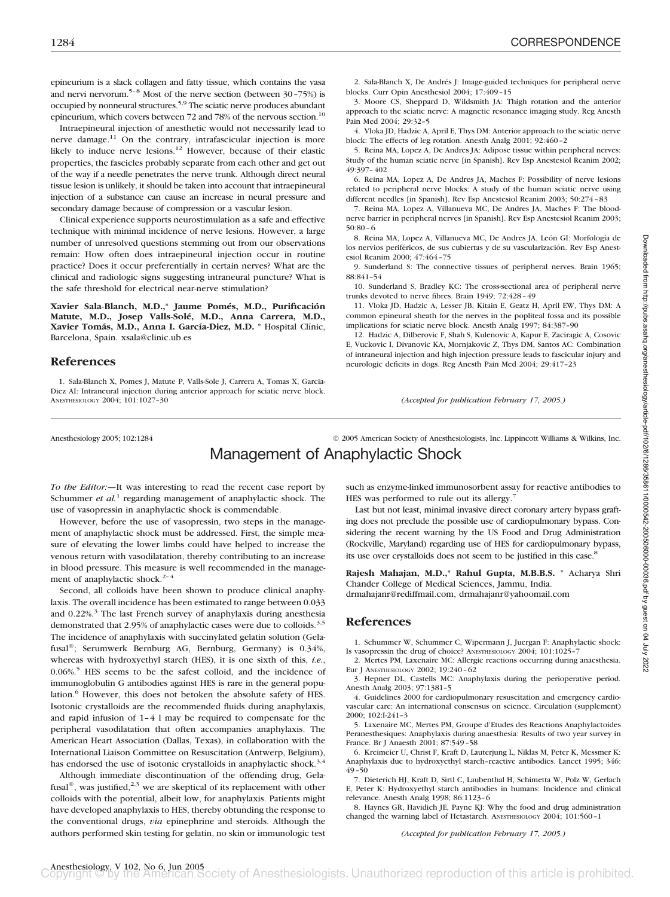epineurium is a slack collagen and fatty tissue, which contains the vasa and nervi nervorum.[5–8] Most of the nerve section (between 30–75%) is occupied by nonneural structures.[5,9] The sciatic nerve produces abundant epineurium, which covers between 72 and 78% of the nervous section.[10]

Intraepineural injection of anesthetic would not necessarily lead to nerve damage.[11] On the contrary, intrafascicular injection is more likely to induce nerve lesions.[12] However, because of their elastic properties, the fascicles probably separate from each other and get out of the way if a needle penetrates the nerve trunk. Although direct neural tissue lesion is unlikely, it should be taken into account that intraepineural injection of a substance can cause an increase in neural pressure and secondary damage because of compression or a vascular lesion.

Clinical experience supports neurostimulation as a safe and effective technique with minimal incidence of nerve lesions. However, a large number of unresolved questions stemming out from our observations remain: How often does intraepineural injection occur in routine practice? Does it occur preferentially in certain nerves? What are the clinical and radiologic signs suggesting intraneural puncture? What is the safe threshold for electrical near-nerve stimulation?

**Xavier Sala-Blanch, M.D.,\* Jaume Pomés, M.D., Purificación Matute, M.D., Josep Valls-Solé, M.D., Anna Carrera, M.D., Xavier Tomás, M.D., Anna I. García-Diez, M.D.** \* Hospital Clínic, Barcelona, Spain. xsala@clinic.ub.es

## References

1. Sala-Blanch X, Pomes J, Matute P, Valls-Sole J, Carrera A, Tomas X, Garcia-Diez AI: Intraneural injection during anterior approach for sciatic nerve block. ANESTHESIOLOGY 2004; 101:1027–30
2. Sala-Blanch X, De Andrés J: Image-guided techniques for peripheral nerve blocks. Curr Opin Anesthesiol 2004; 17:409–15
3. Moore CS, Sheppard D, Wildsmith JA: Thigh rotation and the anterior approach to the sciatic nerve: A magnetic resonance imaging study. Reg Anesth Pain Med 2004; 29:32–5
4. Vloka JD, Hadzic A, April E, Thys DM: Anterior approach to the sciatic nerve block: The effects of leg rotation. Anesth Analg 2001; 92:460–2
5. Reina MA, Lopez A, De Andres JA: Adipose tissue within peripheral nerves: Study of the human sciatic nerve [in Spanish]. Rev Esp Anestesiol Reanim 2002; 49:397–402
6. Reina MA, Lopez A, De Andres JA, Maches F: Possibility of nerve lesions related to peripheral nerve blocks: A study of the human sciatic nerve using different needles [in Spanish]. Rev Esp Anestesiol Reanim 2003; 50:274–83
7. Reina MA, Lopez A, Villanueva MC, De Andres JA, Maches F: The blood-nerve barrier in peripheral nerves [in Spanish]. Rev Esp Anestesiol Reanim 2003; 50:80–6
8. Reina MA, Lopez A, Villanueva MC, De Andres JA, León GI: Morfología de los nervios periféricos, de sus cubiertas y de su vascularización. Rev Esp Anestesiol Reanim 2000; 47:464–75
9. Sunderland S: The connective tissues of peripheral nerves. Brain 1965; 88:841–54
10. Sunderland S, Bradley KC: The cross-sectional area of peripheral nerve trunks devoted to nerve fibres. Brain 1949; 72:428–49
11. Vloka JD, Hadzic A, Lesser JB, Kitain E, Geatz H, April EW, Thys DM: A common epineural sheath for the nerves in the popliteal fossa and its possible implications for sciatic nerve block. Anesth Analg 1997; 84:387–90
12. Hadzic A, Dilberovic F, Shah S, Kulenovic A, Kapur E, Zaciragic A, Cosovic E, Vuckovic I, Divanovic KA, Mornjakovic Z, Thys DM, Santos AC: Combination of intraneural injection and high injection pressure leads to fascicular injury and neurologic deficits in dogs. Reg Anesth Pain Med 2004; 29:417–23

*(Accepted for publication February 17, 2005.)*

# Management of Anaphylactic Shock

*To the Editor:*—It was interesting to read the recent case report by Schummer *et al.*[1] regarding management of anaphylactic shock. The use of vasopressin in anaphylactic shock is commendable.

However, before the use of vasopressin, two steps in the management of anaphylactic shock must be addressed. First, the simple measure of elevating the lower limbs could have helped to increase the venous return with vasodilatation, thereby contributing to an increase in blood pressure. This measure is well recommended in the management of anaphylactic shock.[2–4]

Second, all colloids have been shown to produce clinical anaphylaxis. The overall incidence has been estimated to range between 0.033 and 0.22%.[3] The last French survey of anaphylaxis during anesthesia demonstrated that 2.95% of anaphylactic cases were due to colloids.[3,5] The incidence of anaphylaxis with succinylated gelatin solution (Gelafusal®; Serumwerk Bernburg AG, Bernburg, Germany) is 0.34%, whereas with hydroxyethyl starch (HES), it is one sixth of this, *i.e.*, 0.06%.[5] HES seems to be the safest colloid, and the incidence of immunoglobulin G antibodies against HES is rare in the general population.[6] However, this does not betoken the absolute safety of HES. Isotonic crystalloids are the recommended fluids during anaphylaxis, and rapid infusion of 1–4 l may be required to compensate for the peripheral vasodilatation that often accompanies anaphylaxis. The American Heart Association (Dallas, Texas), in collaboration with the International Liaison Committee on Resuscitation (Antwerp, Belgium), has endorsed the use of isotonic crystalloids in anaphylactic shock.[3,4]

Although immediate discontinuation of the offending drug, Gelafusal®, was justified,[2,3] we are skeptical of its replacement with other colloids with the potential, albeit low, for anaphylaxis. Patients might have developed anaphylaxis to HES, thereby obtunding the response to the conventional drugs, *via* epinephrine and steroids. Although the authors performed skin testing for gelatin, no skin or immunologic test such as enzyme-linked immunosorbent assay for reactive antibodies to HES was performed to rule out its allergy.[7]

Last but not least, minimal invasive direct coronary artery bypass grafting does not preclude the possible use of cardiopulmonary bypass. Considering the recent warning by the US Food and Drug Administration (Rockville, Maryland) regarding use of HES for cardiopulmonary bypass, its use over crystalloids does not seem to be justified in this case.[8]

**Rajesh Mahajan, M.D.,\* Rahul Gupta, M.B.B.S.** \* Acharya Shri Chander College of Medical Sciences, Jammu, India. drmahajanr@rediffmail.com, drmahajanr@yahoomail.com

## References

1. Schummer W, Schummer C, Wipermann J, Juergan F: Anaphylactic shock: Is vasopressin the drug of choice? ANESTHESIOLOGY 2004; 101:1025–7
2. Mertes PM, Laxenaire MC: Allergic reactions occurring during anaesthesia. Eur J ANESTHESIOLOGY 2002; 19:240–62
3. Hepner DL, Castells MC: Anaphylaxis during the perioperative period. Anesth Analg 2003; 97:1381–5
4. Guidelines 2000 for cardiopulmonary resuscitation and emergency cardiovascular care: An international consensus on science. Circulation (supplement) 2000; 102:I-241–3
5. Laxenaire MC, Mertes PM, Groupe d'Etudes des Reactions Anaphylactoides Peranesthesiques: Anaphylaxis during anaesthesia: Results of two year survey in France. Br J Anaesth 2001; 87:549–58
6. Kreimeier U, Christ F, Kraft D, Lauterjung L, Niklas M, Peter K, Messmer K: Anaphylaxis due to hydroxyethyl starch–reactive antibodies. Lancet 1995; 346: 49–50
7. Dieterich HJ, Kraft D, Sirtl C, Laubenthal H, Schimetta W, Polz W, Gerlach E, Peter K: Hydroxyethyl starch antibodies in humans: Incidence and clinical relevance. Anesth Analg 1998; 86:1123–6
8. Haynes GR, Havidich JE, Payne KJ: Why the food and drug administration changed the warning label of Hetastarch. ANESTHESIOLOGY 2004; 101:560–1

*(Accepted for publication February 17, 2005.)*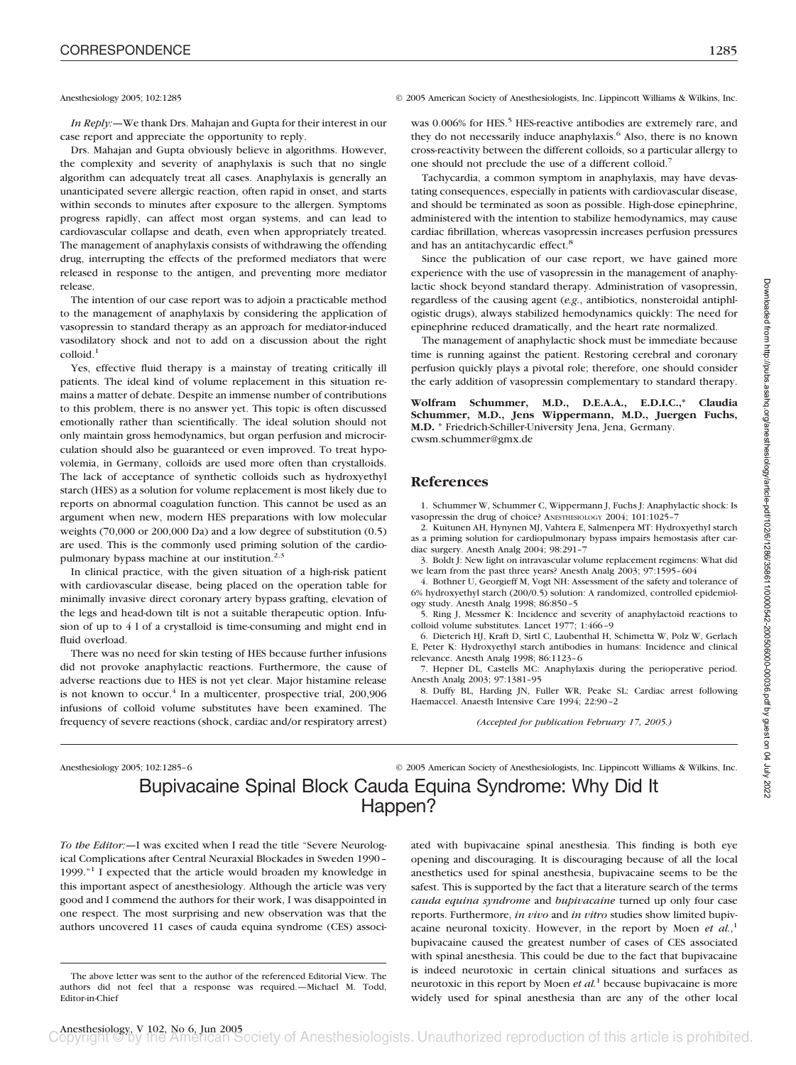Anesthesiology 2005; 102:1285 © 2005 American Society of Anesthesiologists, Inc. Lippincott Williams & Wilkins, Inc.

*In Reply:*—We thank Drs. Mahajan and Gupta for their interest in our case report and appreciate the opportunity to reply.

Drs. Mahajan and Gupta obviously believe in algorithms. However, the complexity and severity of anaphylaxis is such that no single algorithm can adequately treat all cases. Anaphylaxis is generally an unanticipated severe allergic reaction, often rapid in onset, and starts within seconds to minutes after exposure to the allergen. Symptoms progress rapidly, can affect most organ systems, and can lead to cardiovascular collapse and death, even when appropriately treated. The management of anaphylaxis consists of withdrawing the offending drug, interrupting the effects of the preformed mediators that were released in response to the antigen, and preventing more mediator release.

The intention of our case report was to adjoin a practicable method to the management of anaphylaxis by considering the application of vasopressin to standard therapy as an approach for mediator-induced vasodilatory shock and not to add on a discussion about the right colloid.[1]

Yes, effective fluid therapy is a mainstay of treating critically ill patients. The ideal kind of volume replacement in this situation remains a matter of debate. Despite an immense number of contributions to this problem, there is no answer yet. This topic is often discussed emotionally rather than scientifically. The ideal solution should not only maintain gross hemodynamics, but organ perfusion and microcirculation should also be guaranteed or even improved. To treat hypovolemia, in Germany, colloids are used more often than crystalloids. The lack of acceptance of synthetic colloids such as hydroxyethyl starch (HES) as a solution for volume replacement is most likely due to reports on abnormal coagulation function. This cannot be used as an argument when new, modern HES preparations with low molecular weights (70,000 or 200,000 Da) and a low degree of substitution (0.5) are used. This is the commonly used priming solution of the cardiopulmonary bypass machine at our institution.[2,3]

In clinical practice, with the given situation of a high-risk patient with cardiovascular disease, being placed on the operation table for minimally invasive direct coronary artery bypass grafting, elevation of the legs and head-down tilt is not a suitable therapeutic option. Infusion of up to 4 l of a crystalloid is time-consuming and might end in fluid overload.

There was no need for skin testing of HES because further infusions did not provoke anaphylactic reactions. Furthermore, the cause of adverse reactions due to HES is not yet clear. Major histamine release is not known to occur.[4] In a multicenter, prospective trial, 200,906 infusions of colloid volume substitutes have been examined. The frequency of severe reactions (shock, cardiac and/or respiratory arrest) was 0.006% for HES.[5] HES-reactive antibodies are extremely rare, and they do not necessarily induce anaphylaxis.[6] Also, there is no known cross-reactivity between the different colloids, so a particular allergy to one should not preclude the use of a different colloid.[7]

Tachycardia, a common symptom in anaphylaxis, may have devastating consequences, especially in patients with cardiovascular disease, and should be terminated as soon as possible. High-dose epinephrine, administered with the intention to stabilize hemodynamics, may cause cardiac fibrillation, whereas vasopressin increases perfusion pressures and has an antitachycardic effect.[8]

Since the publication of our case report, we have gained more experience with the use of vasopressin in the management of anaphylactic shock beyond standard therapy. Administration of vasopressin, regardless of the causing agent (*e.g.*, antibiotics, nonsteroidal antiphlogistic drugs), always stabilized hemodynamics quickly: The need for epinephrine reduced dramatically, and the heart rate normalized.

The management of anaphylactic shock must be immediate because time is running against the patient. Restoring cerebral and coronary perfusion quickly plays a pivotal role; therefore, one should consider the early addition of vasopressin complementary to standard therapy.

**Wolfram Schummer, M.D., D.E.A.A., E.D.I.C.,\* Claudia Schummer, M.D., Jens Wippermann, M.D., Juergen Fuchs, M.D.** \* Friedrich-Schiller-University Jena, Jena, Germany. cwsm.schummer@gmx.de

## References

1. Schummer W, Schummer C, Wippermann J, Fuchs J: Anaphylactic shock: Is vasopressin the drug of choice? Anesthesiology 2004; 101:1025–7
2. Kuitunen AH, Hynynen MJ, Vahtera E, Salmenpera MT: Hydroxyethyl starch as a priming solution for cardiopulmonary bypass impairs hemostasis after cardiac surgery. Anesth Analg 2004; 98:291–7
3. Boldt J: New light on intravascular volume replacement regimens: What did we learn from the past three years? Anesth Analg 2003; 97:1595–604
4. Bothner U, Georgieff M, Vogt NH: Assessment of the safety and tolerance of 6% hydroxyethyl starch (200/0.5) solution: A randomized, controlled epidemiology study. Anesth Analg 1998; 86:850–5
5. Ring J, Messmer K: Incidence and severity of anaphylactoid reactions to colloid volume substitutes. Lancet 1977; 1:466–9
6. Dieterich HJ, Kraft D, Sirtl C, Laubenthal H, Schimetta W, Polz W, Gerlach E, Peter K: Hydroxyethyl starch antibodies in humans: Incidence and clinical relevance. Anesth Analg 1998; 86:1123–6
7. Hepner DL, Castells MC: Anaphylaxis during the perioperative period. Anesth Analg 2003; 97:1381–95
8. Duffy BL, Harding JN, Fuller WR, Peake SL: Cardiac arrest following Haemaccel. Anaesth Intensive Care 1994; 22:90–2

*(Accepted for publication February 17, 2005.)*

---

Anesthesiology 2005; 102:1285–6 © 2005 American Society of Anesthesiologists, Inc. Lippincott Williams & Wilkins, Inc.

# Bupivacaine Spinal Block Cauda Equina Syndrome: Why Did It Happen?

*To the Editor:*—I was excited when I read the title "Severe Neurological Complications after Central Neuraxial Blockades in Sweden 1990–1999."[1] I expected that the article would broaden my knowledge in this important aspect of anesthesiology. Although the article was very good and I commend the authors for their work, I was disappointed in one respect. The most surprising and new observation was that the authors uncovered 11 cases of cauda equina syndrome (CES) associated with bupivacaine spinal anesthesia. This finding is both eye opening and discouraging. It is discouraging because of all the local anesthetics used for spinal anesthesia, bupivacaine seems to be the safest. This is supported by the fact that a literature search of the terms *cauda equina syndrome* and *bupivacaine* turned up only four case reports. Furthermore, *in vivo* and *in vitro* studies show limited bupivacaine neuronal toxicity. However, in the report by Moen *et al.*,[1] bupivacaine caused the greatest number of cases of CES associated with spinal anesthesia. This could be due to the fact that bupivacaine is indeed neurotoxic in certain clinical situations and surfaces as neurotoxic in this report by Moen *et al.*[1] because bupivacaine is more widely used for spinal anesthesia than are any of the other local

The above letter was sent to the author of the referenced Editorial View. The authors did not feel that a response was required.—Michael M. Todd, Editor-in-Chief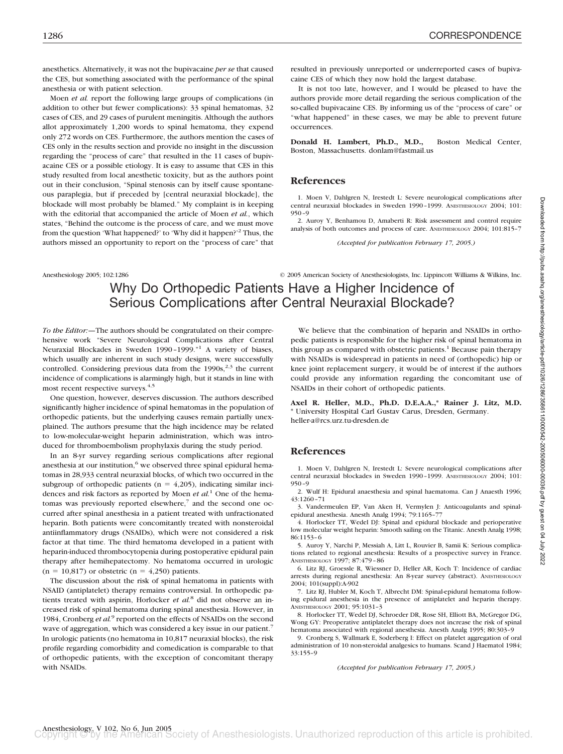anesthetics. Alternatively, it was not the bupivacaine *per se* that caused the CES, but something associated with the performance of the spinal anesthesia or with patient selection.

Moen *et al.* report the following large groups of complications (in addition to other but fewer complications): 33 spinal hematomas, 32 cases of CES, and 29 cases of purulent meningitis. Although the authors allot approximately 1,200 words to spinal hematoma, they expend only 272 words on CES. Furthermore, the authors mention the cases of CES only in the results section and provide no insight in the discussion regarding the "process of care" that resulted in the 11 cases of bupivacaine CES or a possible etiology. It is easy to assume that CES in this study resulted from local anesthetic toxicity, but as the authors point out in their conclusion, "Spinal stenosis can by itself cause spontaneous paraplegia, but if preceded by [central neuraxial blockade], the blockade will most probably be blamed." My complaint is in keeping with the editorial that accompanied the article of Moen *et al.*, which states, "Behind the outcome is the process of care, and we must move from the question 'What happened?' to 'Why did it happen?'[2] Thus, the authors missed an opportunity to report on the "process of care" that resulted in previously unreported or underreported cases of bupivacaine CES of which they now hold the largest database.

It is not too late, however, and I would be pleased to have the authors provide more detail regarding the serious complication of the so-called bupivacaine CES. By informing us of the "process of care" or "what happened" in these cases, we may be able to prevent future occurrences.

**Donald H. Lambert, Ph.D., M.D.,** Boston Medical Center, Boston, Massachusetts. donlam@fastmail.us

## References

1. Moen V, Dahlgren N, Irestedt L: Severe neurological complications after central neuraxial blockades in Sweden 1990–1999. ANESTHESIOLOGY 2004; 101: 950–9
2. Auroy Y, Benhamou D, Amaberti R: Risk assessment and control require analysis of both outcomes and process of care. ANESTHESIOLOGY 2004; 101:815–7

*(Accepted for publication February 17, 2005.)*

Anesthesiology 2005; 102:1286 © 2005 American Society of Anesthesiologists, Inc. Lippincott Williams & Wilkins, Inc.

# Why Do Orthopedic Patients Have a Higher Incidence of Serious Complications after Central Neuraxial Blockade?

*To the Editor:*—The authors should be congratulated on their comprehensive work "Severe Neurological Complications after Central Neuraxial Blockades in Sweden 1990–1999."[1] A variety of biases, which usually are inherent in such study designs, were successfully controlled. Considering previous data from the 1990s,[2,3] the current incidence of complications is alarmingly high, but it stands in line with most recent respective surveys.[4,5]

One question, however, deserves discussion. The authors described significantly higher incidence of spinal hematomas in the population of orthopedic patients, but the underlying causes remain partially unexplained. The authors presume that the high incidence may be related to low-molecular-weight heparin administration, which was introduced for thromboembolism prophylaxis during the study period.

In an 8-yr survey regarding serious complications after regional anesthesia at our institution,[6] we observed three spinal epidural hematomas in 28,933 central neuraxial blocks, of which two occurred in the subgroup of orthopedic patients (n = 4,205), indicating similar incidences and risk factors as reported by Moen *et al.*[1] One of the hematomas was previously reported elsewhere,[7] and the second one occurred after spinal anesthesia in a patient treated with unfractionated heparin. Both patients were concomitantly treated with nonsteroidal antiinflammatory drugs (NSAIDs), which were not considered a risk factor at that time. The third hematoma developed in a patient with heparin-induced thrombocytopenia during postoperative epidural pain therapy after hemihepatectomy. No hematoma occurred in urologic (n = 10,817) or obstetric (n = 4,250) patients.

The discussion about the risk of spinal hematoma in patients with NSAID (antiplatelet) therapy remains controversial. In orthopedic patients treated with aspirin, Horlocker *et al.*[8] did not observe an increased risk of spinal hematoma during spinal anesthesia. However, in 1984, Cronberg *et al.*[9] reported on the effects of NSAIDs on the second wave of aggregation, which was considered a key issue in our patient.[7] In urologic patients (no hematoma in 10,817 neuraxial blocks), the risk profile regarding comorbidity and comedication is comparable to that of orthopedic patients, with the exception of concomitant therapy with NSAIDs.

We believe that the combination of heparin and NSAIDs in orthopedic patients is responsible for the higher risk of spinal hematoma in this group as compared with obstetric patients.[1] Because pain therapy with NSAIDs is widespread in patients in need of (orthopedic) hip or knee joint replacement surgery, it would be of interest if the authors could provide any information regarding the concomitant use of NSAIDs in their cohort of orthopedic patients.

**Axel R. Heller, M.D., Ph.D. D.E.A.A.,\* Rainer J. Litz, M.D.** \* University Hospital Carl Gustav Carus, Dresden, Germany. heller-a@rcs.urz.tu-dresden.de

## References

1. Moen V, Dahlgren N, Irestedt L: Severe neurological complications after central neuraxial blockades in Sweden 1990–1999. ANESTHESIOLOGY 2004; 101: 950–9
2. Wulf H: Epidural anaesthesia and spinal haematoma. Can J Anaesth 1996; 43:1260–71
3. Vandermeulen EP, Van Aken H, Vermylen J: Anticoagulants and spinal-epidural anesthesia. Anesth Analg 1994; 79:1165–77
4. Horlocker TT, Wedel DJ: Spinal and epidural blockade and perioperative low molecular weight heparin: Smooth sailing on the Titanic. Anesth Analg 1998; 86:1153–6
5. Auroy Y, Narchi P, Messiah A, Litt L, Rouvier B, Samii K: Serious complications related to regional anesthesia: Results of a prospective survey in France. ANESTHESIOLOGY 1997; 87:479–86
6. Litz RJ, Groessle R, Wiessner D, Heller AR, Koch T: Incidence of cardiac arrests during regional anesthesia: An 8-year survey (abstract). ANESTHESIOLOGY 2004; 101(suppl):A-902
7. Litz RJ, Hubler M, Koch T, Albrecht DM: Spinal-epidural hematoma following epidural anesthesia in the presence of antiplatelet and heparin therapy. ANESTHESIOLOGY 2001; 95:1031–3
8. Horlocker TT, Wedel DJ, Schroeder DR, Rose SH, Elliott BA, McGregor DG, Wong GY: Preoperative antiplatelet therapy does not increase the risk of spinal hematoma associated with regional anesthesia. Anesth Analg 1995; 80:303–9
9. Cronberg S, Wallmark E, Soderberg I: Effect on platelet aggregation of oral administration of 10 non-steroidal analgesics to humans. Scand J Haematol 1984; 33:155–9

*(Accepted for publication February 17, 2005.)*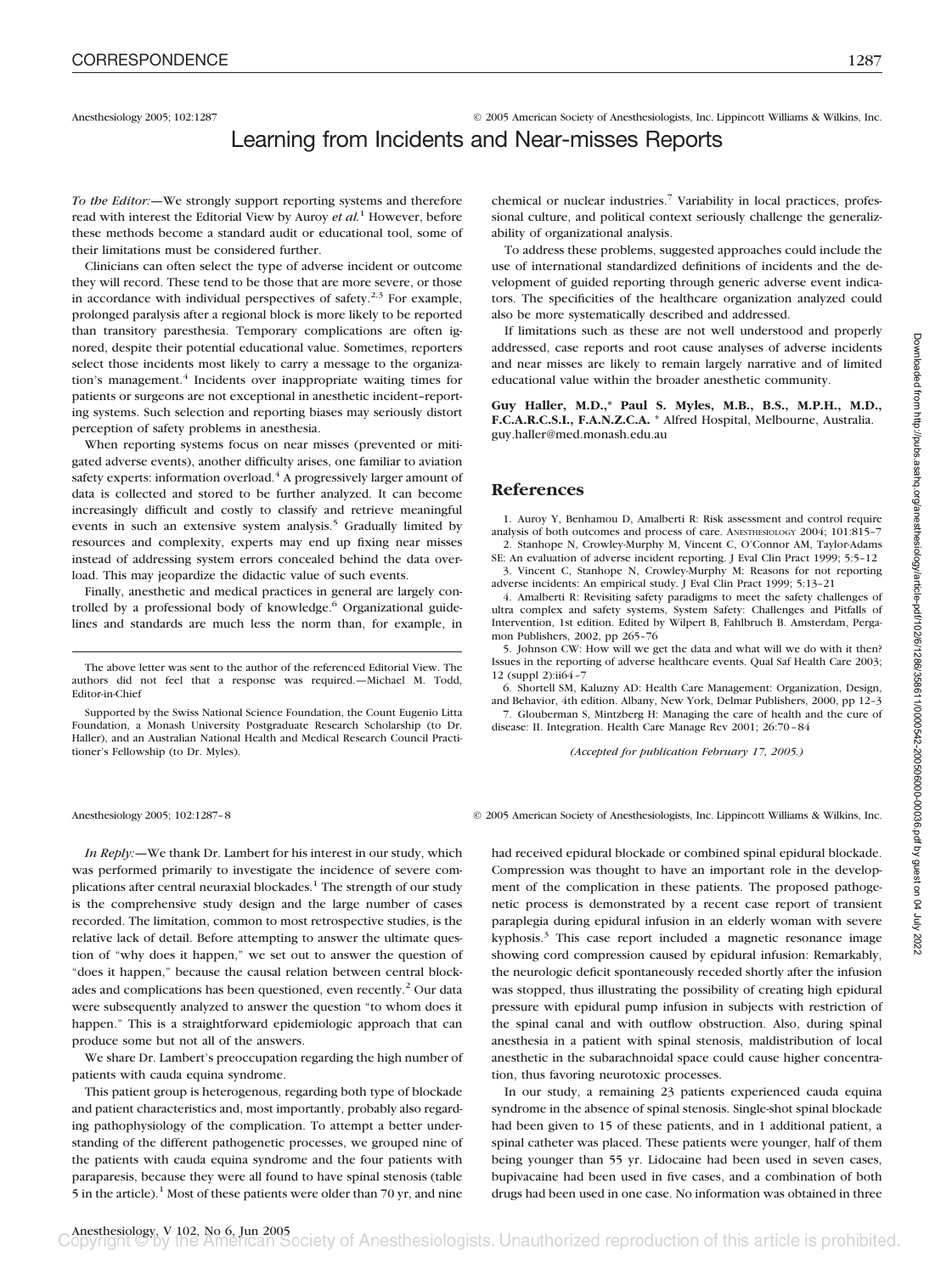Anesthesiology 2005; 102:1287 © 2005 American Society of Anesthesiologists, Inc. Lippincott Williams & Wilkins, Inc.

# Learning from Incidents and Near-misses Reports

*To the Editor:*—We strongly support reporting systems and therefore read with interest the Editorial View by Auroy *et al.*[1] However, before these methods become a standard audit or educational tool, some of their limitations must be considered further.

Clinicians can often select the type of adverse incident or outcome they will record. These tend to be those that are more severe, or those in accordance with individual perspectives of safety.[2,3] For example, prolonged paralysis after a regional block is more likely to be reported than transitory paresthesia. Temporary complications are often ignored, despite their potential educational value. Sometimes, reporters select those incidents most likely to carry a message to the organization's management.[4] Incidents over inappropriate waiting times for patients or surgeons are not exceptional in anesthetic incident–reporting systems. Such selection and reporting biases may seriously distort perception of safety problems in anesthesia.

When reporting systems focus on near misses (prevented or mitigated adverse events), another difficulty arises, one familiar to aviation safety experts: information overload.[4] A progressively larger amount of data is collected and stored to be further analyzed. It can become increasingly difficult and costly to classify and retrieve meaningful events in such an extensive system analysis.[5] Gradually limited by resources and complexity, experts may end up fixing near misses instead of addressing system errors concealed behind the data overload. This may jeopardize the didactic value of such events.

Finally, anesthetic and medical practices in general are largely controlled by a professional body of knowledge.[6] Organizational guidelines and standards are much less the norm than, for example, in chemical or nuclear industries.[7] Variability in local practices, professional culture, and political context seriously challenge the generalizability of organizational analysis.

To address these problems, suggested approaches could include the use of international standardized definitions of incidents and the development of guided reporting through generic adverse event indicators. The specificities of the healthcare organization analyzed could also be more systematically described and addressed.

If limitations such as these are not well understood and properly addressed, case reports and root cause analyses of adverse incidents and near misses are likely to remain largely narrative and of limited educational value within the broader anesthetic community.

**Guy Haller, M.D.,\* Paul S. Myles, M.B., B.S., M.P.H., M.D., F.C.A.R.C.S.I., F.A.N.Z.C.A.** \* Alfred Hospital, Melbourne, Australia. guy.haller@med.monash.edu.au

The above letter was sent to the author of the referenced Editorial View. The authors did not feel that a response was required.—Michael M. Todd, Editor-in-Chief

Supported by the Swiss National Science Foundation, the Count Eugenio Litta Foundation, a Monash University Postgraduate Research Scholarship (to Dr. Haller), and an Australian National Health and Medical Research Council Practitioner's Fellowship (to Dr. Myles).

## References

1. Auroy Y, Benhamou D, Amalberti R: Risk assessment and control require analysis of both outcomes and process of care. ANESTHESIOLOGY 2004; 101:815–7
2. Stanhope N, Crowley-Murphy M, Vincent C, O'Connor AM, Taylor-Adams SE: An evaluation of adverse incident reporting. J Eval Clin Pract 1999; 5:5–12
3. Vincent C, Stanhope N, Crowley-Murphy M: Reasons for not reporting adverse incidents: An empirical study. J Eval Clin Pract 1999; 5:13–21
4. Amalberti R: Revisiting safety paradigms to meet the safety challenges of ultra complex and safety systems, System Safety: Challenges and Pitfalls of Intervention, 1st edition. Edited by Wilpert B, Fahlbruch B. Amsterdam, Pergamon Publishers, 2002, pp 265–76
5. Johnson CW: How will we get the data and what will we do with it then? Issues in the reporting of adverse healthcare events. Qual Saf Health Care 2003; 12 (suppl 2):ii64–7
6. Shortell SM, Kaluzny AD: Health Care Management: Organization, Design, and Behavior, 4th edition. Albany, New York, Delmar Publishers, 2000, pp 12–3
7. Glouberman S, Mintzberg H: Managing the care of health and the cure of disease: II. Integration. Health Care Manage Rev 2001; 26:70–84

*(Accepted for publication February 17, 2005.)*

Anesthesiology 2005; 102:1287–8 © 2005 American Society of Anesthesiologists, Inc. Lippincott Williams & Wilkins, Inc.

*In Reply:*—We thank Dr. Lambert for his interest in our study, which was performed primarily to investigate the incidence of severe complications after central neuraxial blockades.[1] The strength of our study is the comprehensive study design and the large number of cases recorded. The limitation, common to most retrospective studies, is the relative lack of detail. Before attempting to answer the ultimate question of "why does it happen," we set out to answer the question of "does it happen," because the causal relation between central blockades and complications has been questioned, even recently.[2] Our data were subsequently analyzed to answer the question "to whom does it happen." This is a straightforward epidemiologic approach that can produce some but not all of the answers.

We share Dr. Lambert's preoccupation regarding the high number of patients with cauda equina syndrome.

This patient group is heterogenous, regarding both type of blockade and patient characteristics and, most importantly, probably also regarding pathophysiology of the complication. To attempt a better understanding of the different pathogenetic processes, we grouped nine of the patients with cauda equina syndrome and the four patients with paraparesis, because they were all found to have spinal stenosis (table 5 in the article).[1] Most of these patients were older than 70 yr, and nine had received epidural blockade or combined spinal epidural blockade. Compression was thought to have an important role in the development of the complication in these patients. The proposed pathogenetic process is demonstrated by a recent case report of transient paraplegia during epidural infusion in an elderly woman with severe kyphosis.[3] This case report included a magnetic resonance image showing cord compression caused by epidural infusion: Remarkably, the neurologic deficit spontaneously receded shortly after the infusion was stopped, thus illustrating the possibility of creating high epidural pressure with epidural pump infusion in subjects with restriction of the spinal canal and with outflow obstruction. Also, during spinal anesthesia in a patient with spinal stenosis, maldistribution of local anesthetic in the subarachnoidal space could cause higher concentration, thus favoring neurotoxic processes.

In our study, a remaining 23 patients experienced cauda equina syndrome in the absence of spinal stenosis. Single-shot spinal blockade had been given to 15 of these patients, and in 1 additional patient, a spinal catheter was placed. These patients were younger, half of them being younger than 55 yr. Lidocaine had been used in seven cases, bupivacaine had been used in five cases, and a combination of both drugs had been used in one case. No information was obtained in three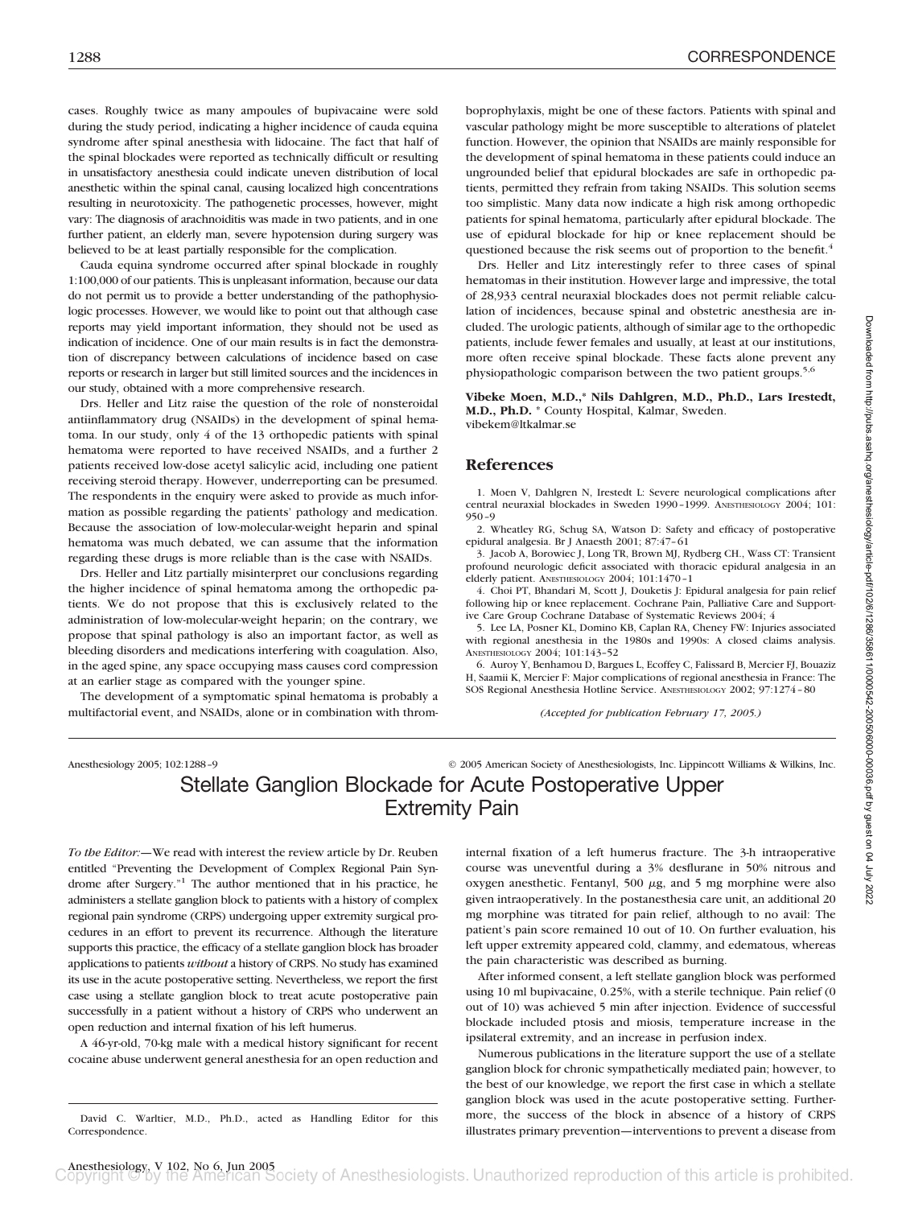cases. Roughly twice as many ampoules of bupivacaine were sold during the study period, indicating a higher incidence of cauda equina syndrome after spinal anesthesia with lidocaine. The fact that half of the spinal blockades were reported as technically difficult or resulting in unsatisfactory anesthesia could indicate uneven distribution of local anesthetic within the spinal canal, causing localized high concentrations resulting in neurotoxicity. The pathogenetic processes, however, might vary: The diagnosis of arachnoiditis was made in two patients, and in one further patient, an elderly man, severe hypotension during surgery was believed to be at least partially responsible for the complication.

Cauda equina syndrome occurred after spinal blockade in roughly 1:100,000 of our patients. This is unpleasant information, because our data do not permit us to provide a better understanding of the pathophysiologic processes. However, we would like to point out that although case reports may yield important information, they should not be used as indication of incidence. One of our main results is in fact the demonstration of discrepancy between calculations of incidence based on case reports or research in larger but still limited sources and the incidences in our study, obtained with a more comprehensive research.

Drs. Heller and Litz raise the question of the role of nonsteroidal antiinflammatory drug (NSAIDs) in the development of spinal hematoma. In our study, only 4 of the 13 orthopedic patients with spinal hematoma were reported to have received NSAIDs, and a further 2 patients received low-dose acetyl salicylic acid, including one patient receiving steroid therapy. However, underreporting can be presumed. The respondents in the enquiry were asked to provide as much information as possible regarding the patients' pathology and medication. Because the association of low-molecular-weight heparin and spinal hematoma was much debated, we can assume that the information regarding these drugs is more reliable than is the case with NSAIDs.

Drs. Heller and Litz partially misinterpret our conclusions regarding the higher incidence of spinal hematoma among the orthopedic patients. We do not propose that this is exclusively related to the administration of low-molecular-weight heparin; on the contrary, we propose that spinal pathology is also an important factor, as well as bleeding disorders and medications interfering with coagulation. Also, in the aged spine, any space occupying mass causes cord compression at an earlier stage as compared with the younger spine.

The development of a symptomatic spinal hematoma is probably a multifactorial event, and NSAIDs, alone or in combination with thromboprophylaxis, might be one of these factors. Patients with spinal and vascular pathology might be more susceptible to alterations of platelet function. However, the opinion that NSAIDs are mainly responsible for the development of spinal hematoma in these patients could induce an ungrounded belief that epidural blockades are safe in orthopedic patients, permitted they refrain from taking NSAIDs. This solution seems too simplistic. Many data now indicate a high risk among orthopedic patients for spinal hematoma, particularly after epidural blockade. The use of epidural blockade for hip or knee replacement should be questioned because the risk seems out of proportion to the benefit.[4]

Drs. Heller and Litz interestingly refer to three cases of spinal hematomas in their institution. However large and impressive, the total of 28,933 central neuraxial blockades does not permit reliable calculation of incidences, because spinal and obstetric anesthesia are included. The urologic patients, although of similar age to the orthopedic patients, include fewer females and usually, at least at our institutions, more often receive spinal blockade. These facts alone prevent any physiopathologic comparison between the two patient groups.[5,6]

**Vibeke Moen, M.D.,\* Nils Dahlgren, M.D., Ph.D., Lars Irestedt, M.D., Ph.D.** \* County Hospital, Kalmar, Sweden. vibekem@ltkalmar.se

## References

1. Moen V, Dahlgren N, Irestedt L: Severe neurological complications after central neuraxial blockades in Sweden 1990–1999. ANESTHESIOLOGY 2004; 101: 950–9
2. Wheatley RG, Schug SA, Watson D: Safety and efficacy of postoperative epidural analgesia. Br J Anaesth 2001; 87:47–61
3. Jacob A, Borowiec J, Long TR, Brown MJ, Rydberg CH., Wass CT: Transient profound neurologic deficit associated with thoracic epidural analgesia in an elderly patient. ANESTHESIOLOGY 2004; 101:1470–1
4. Choi PT, Bhandari M, Scott J, Douketis J: Epidural analgesia for pain relief following hip or knee replacement. Cochrane Pain, Palliative Care and Supportive Care Group Cochrane Database of Systematic Reviews 2004; 4
5. Lee LA, Posner KL, Domino KB, Caplan RA, Cheney FW: Injuries associated with regional anesthesia in the 1980s and 1990s: A closed claims analysis. ANESTHESIOLOGY 2004; 101:143–52
6. Auroy Y, Benhamou D, Bargues L, Ecoffey C, Falissard B, Mercier FJ, Bouaziz H, Saamii K, Mercier F: Major complications of regional anesthesia in France: The SOS Regional Anesthesia Hotline Service. ANESTHESIOLOGY 2002; 97:1274–80

*(Accepted for publication February 17, 2005.)*

Anesthesiology 2005; 102:1288–9 © 2005 American Society of Anesthesiologists, Inc. Lippincott Williams & Wilkins, Inc.

# Stellate Ganglion Blockade for Acute Postoperative Upper Extremity Pain

*To the Editor:*—We read with interest the review article by Dr. Reuben entitled "Preventing the Development of Complex Regional Pain Syndrome after Surgery."[1] The author mentioned that in his practice, he administers a stellate ganglion block to patients with a history of complex regional pain syndrome (CRPS) undergoing upper extremity surgical procedures in an effort to prevent its recurrence. Although the literature supports this practice, the efficacy of a stellate ganglion block has broader applications to patients *without* a history of CRPS. No study has examined its use in the acute postoperative setting. Nevertheless, we report the first case using a stellate ganglion block to treat acute postoperative pain successfully in a patient without a history of CRPS who underwent an open reduction and internal fixation of his left humerus.

A 46-yr-old, 70-kg male with a medical history significant for recent cocaine abuse underwent general anesthesia for an open reduction and internal fixation of a left humerus fracture. The 3-h intraoperative course was uneventful during a 3% desflurane in 50% nitrous and oxygen anesthetic. Fentanyl, 500 $\mu$g, and 5 mg morphine were also given intraoperatively. In the postanesthesia care unit, an additional 20 mg morphine was titrated for pain relief, although to no avail: The patient's pain score remained 10 out of 10. On further evaluation, his left upper extremity appeared cold, clammy, and edematous, whereas the pain characteristic was described as burning.

After informed consent, a left stellate ganglion block was performed using 10 ml bupivacaine, 0.25%, with a sterile technique. Pain relief (0 out of 10) was achieved 5 min after injection. Evidence of successful blockade included ptosis and miosis, temperature increase in the ipsilateral extremity, and an increase in perfusion index.

Numerous publications in the literature support the use of a stellate ganglion block for chronic sympathetically mediated pain; however, to the best of our knowledge, we report the first case in which a stellate ganglion block was used in the acute postoperative setting. Furthermore, the success of the block in absence of a history of CRPS illustrates primary prevention—interventions to prevent a disease from

David C. Warltier, M.D., Ph.D., acted as Handling Editor for this Correspondence.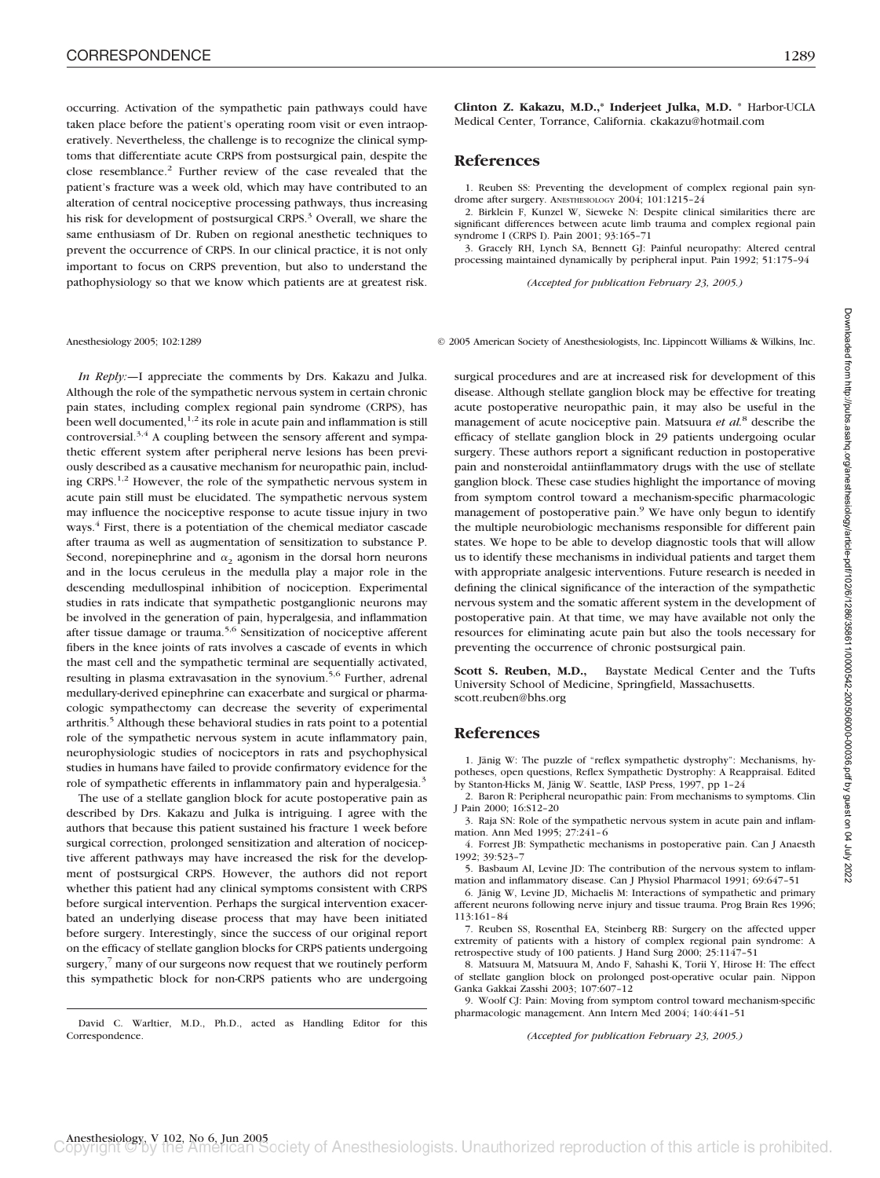occurring. Activation of the sympathetic pain pathways could have taken place before the patient's operating room visit or even intraoperatively. Nevertheless, the challenge is to recognize the clinical symptoms that differentiate acute CRPS from postsurgical pain, despite the close resemblance.[2] Further review of the case revealed that the patient's fracture was a week old, which may have contributed to an alteration of central nociceptive processing pathways, thus increasing his risk for development of postsurgical CRPS.[3] Overall, we share the same enthusiasm of Dr. Ruben on regional anesthetic techniques to prevent the occurrence of CRPS. In our clinical practice, it is not only important to focus on CRPS prevention, but also to understand the pathophysiology so that we know which patients are at greatest risk.

**Clinton Z. Kakazu, M.D.,\* Inderjeet Julka, M.D.** \* Harbor-UCLA Medical Center, Torrance, California. ckakazu@hotmail.com

## References

1. Reuben SS: Preventing the development of complex regional pain syndrome after surgery. ANESTHESIOLOGY 2004; 101:1215–24
2. Birklein F, Kunzel W, Sieweke N: Despite clinical similarities there are significant differences between acute limb trauma and complex regional pain syndrome I (CRPS I). Pain 2001; 93:165–71
3. Gracely RH, Lynch SA, Bennett GJ: Painful neuropathy: Altered central processing maintained dynamically by peripheral input. Pain 1992; 51:175–94

*(Accepted for publication February 23, 2005.)*

Anesthesiology 2005; 102:1289 © 2005 American Society of Anesthesiologists, Inc. Lippincott Williams & Wilkins, Inc.

*In Reply:*—I appreciate the comments by Drs. Kakazu and Julka. Although the role of the sympathetic nervous system in certain chronic pain states, including complex regional pain syndrome (CRPS), has been well documented,[1,2] its role in acute pain and inflammation is still controversial.[3,4] A coupling between the sensory afferent and sympathetic efferent system after peripheral nerve lesions has been previously described as a causative mechanism for neuropathic pain, including CRPS.[1,2] However, the role of the sympathetic nervous system in acute pain still must be elucidated. The sympathetic nervous system may influence the nociceptive response to acute tissue injury in two ways.[4] First, there is a potentiation of the chemical mediator cascade after trauma as well as augmentation of sensitization to substance P. Second, norepinephrine and $\alpha_2$ agonism in the dorsal horn neurons and in the locus ceruleus in the medulla play a major role in the descending medullospinal inhibition of nociception. Experimental studies in rats indicate that sympathetic postganglionic neurons may be involved in the generation of pain, hyperalgesia, and inflammation after tissue damage or trauma.[5,6] Sensitization of nociceptive afferent fibers in the knee joints of rats involves a cascade of events in which the mast cell and the sympathetic terminal are sequentially activated, resulting in plasma extravasation in the synovium.[5,6] Further, adrenal medullary-derived epinephrine can exacerbate and surgical or pharmacologic sympathectomy can decrease the severity of experimental arthritis.[5] Although these behavioral studies in rats point to a potential role of the sympathetic nervous system in acute inflammatory pain, neurophysiologic studies of nociceptors in rats and psychophysical studies in humans have failed to provide confirmatory evidence for the role of sympathetic efferents in inflammatory pain and hyperalgesia.[3]

The use of a stellate ganglion block for acute postoperative pain as described by Drs. Kakazu and Julka is intriguing. I agree with the authors that because this patient sustained his fracture 1 week before surgical correction, prolonged sensitization and alteration of nociceptive afferent pathways may have increased the risk for the development of postsurgical CRPS. However, the authors did not report whether this patient had any clinical symptoms consistent with CRPS before surgical intervention. Perhaps the surgical intervention exacerbated an underlying disease process that may have been initiated before surgery. Interestingly, since the success of our original report on the efficacy of stellate ganglion blocks for CRPS patients undergoing surgery,[7] many of our surgeons now request that we routinely perform this sympathetic block for non-CRPS patients who are undergoing surgical procedures and are at increased risk for development of this disease. Although stellate ganglion block may be effective for treating acute postoperative neuropathic pain, it may also be useful in the management of acute nociceptive pain. Matsuura *et al.*[8] describe the efficacy of stellate ganglion block in 29 patients undergoing ocular surgery. These authors report a significant reduction in postoperative pain and nonsteroidal antiinflammatory drugs with the use of stellate ganglion block. These case studies highlight the importance of moving from symptom control toward a mechanism-specific pharmacologic management of postoperative pain.[9] We have only begun to identify the multiple neurobiologic mechanisms responsible for different pain states. We hope to be able to develop diagnostic tools that will allow us to identify these mechanisms in individual patients and target them with appropriate analgesic interventions. Future research is needed in defining the clinical significance of the interaction of the sympathetic nervous system and the somatic afferent system in the development of postoperative pain. At that time, we may have available not only the resources for eliminating acute pain but also the tools necessary for preventing the occurrence of chronic postsurgical pain.

**Scott S. Reuben, M.D.,** Baystate Medical Center and the Tufts University School of Medicine, Springfield, Massachusetts. scott.reuben@bhs.org

## References

1. Jänig W: The puzzle of "reflex sympathetic dystrophy": Mechanisms, hypotheses, open questions, Reflex Sympathetic Dystrophy: A Reappraisal. Edited by Stanton-Hicks M, Jänig W. Seattle, IASP Press, 1997, pp 1–24
2. Baron R: Peripheral neuropathic pain: From mechanisms to symptoms. Clin J Pain 2000; 16:S12–20
3. Raja SN: Role of the sympathetic nervous system in acute pain and inflammation. Ann Med 1995; 27:241–6
4. Forrest JB: Sympathetic mechanisms in postoperative pain. Can J Anaesth 1992; 39:523–7
5. Basbaum AI, Levine JD: The contribution of the nervous system to inflammation and inflammatory disease. Can J Physiol Pharmacol 1991; 69:647–51
6. Jänig W, Levine JD, Michaelis M: Interactions of sympathetic and primary afferent neurons following nerve injury and tissue trauma. Prog Brain Res 1996; 113:161–84
7. Reuben SS, Rosenthal EA, Steinberg RB: Surgery on the affected upper extremity of patients with a history of complex regional pain syndrome: A retrospective study of 100 patients. J Hand Surg 2000; 25:1147–51
8. Matsuura M, Matsuura M, Ando F, Sahashi K, Torii Y, Hirose H: The effect of stellate ganglion block on prolonged post-operative ocular pain. Nippon Ganka Gakkai Zasshi 2003; 107:607–12
9. Woolf CJ: Pain: Moving from symptom control toward mechanism-specific pharmacologic management. Ann Intern Med 2004; 140:441–51

*(Accepted for publication February 23, 2005.)*

David C. Warltier, M.D., Ph.D., acted as Handling Editor for this Correspondence.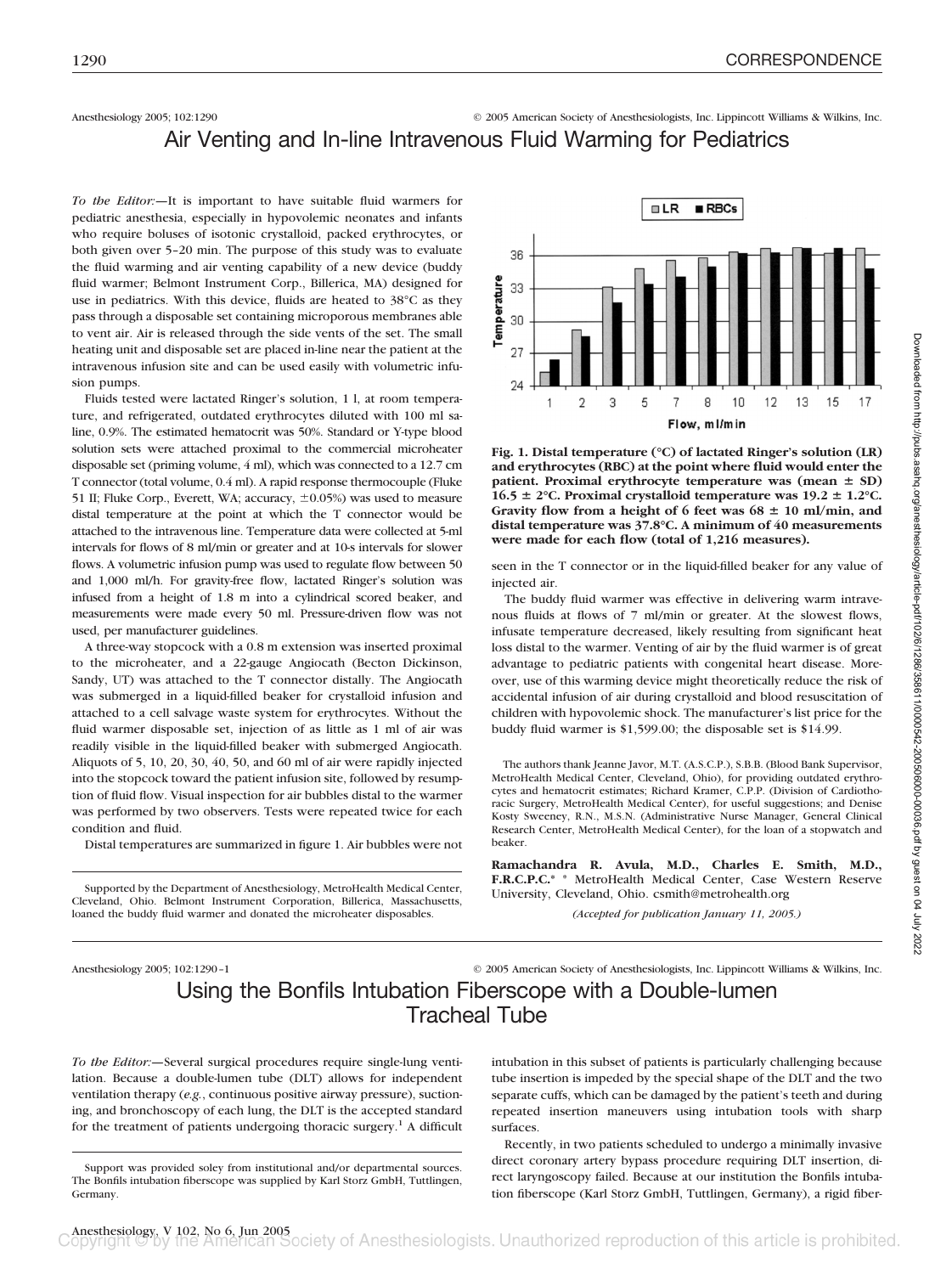Anesthesiology 2005; 102:1290 © 2005 American Society of Anesthesiologists, Inc. Lippincott Williams & Wilkins, Inc.

# Air Venting and In-line Intravenous Fluid Warming for Pediatrics

*To the Editor:*—It is important to have suitable fluid warmers for pediatric anesthesia, especially in hypovolemic neonates and infants who require boluses of isotonic crystalloid, packed erythrocytes, or both given over 5–20 min. The purpose of this study was to evaluate the fluid warming and air venting capability of a new device (buddy fluid warmer; Belmont Instrument Corp., Billerica, MA) designed for use in pediatrics. With this device, fluids are heated to 38°C as they pass through a disposable set containing microporous membranes able to vent air. Air is released through the side vents of the set. The small heating unit and disposable set are placed in-line near the patient at the intravenous infusion site and can be used easily with volumetric infusion pumps.

Fluids tested were lactated Ringer's solution, 1 l, at room temperature, and refrigerated, outdated erythrocytes diluted with 100 ml saline, 0.9%. The estimated hematocrit was 50%. Standard or Y-type blood solution sets were attached proximal to the commercial microheater disposable set (priming volume, 4 ml), which was connected to a 12.7 cm T connector (total volume, 0.4 ml). A rapid response thermocouple (Fluke 51 II; Fluke Corp., Everett, WA; accuracy, ±0.05%) was used to measure distal temperature at the point at which the T connector would be attached to the intravenous line. Temperature data were collected at 5-ml intervals for flows of 8 ml/min or greater and at 10-s intervals for slower flows. A volumetric infusion pump was used to regulate flow between 50 and 1,000 ml/h. For gravity-free flow, lactated Ringer's solution was infused from a height of 1.8 m into a cylindrical scored beaker, and measurements were made every 50 ml. Pressure-driven flow was not used, per manufacturer guidelines.

A three-way stopcock with a 0.8 m extension was inserted proximal to the microheater, and a 22-gauge Angiocath (Becton Dickinson, Sandy, UT) was attached to the T connector distally. The Angiocath was submerged in a liquid-filled beaker for crystalloid infusion and attached to a cell salvage waste system for erythrocytes. Without the fluid warmer disposable set, injection of as little as 1 ml of air was readily visible in the liquid-filled beaker with submerged Angiocath. Aliquots of 5, 10, 20, 30, 40, 50, and 60 ml of air were rapidly injected into the stopcock toward the patient infusion site, followed by resumption of fluid flow. Visual inspection for air bubbles distal to the warmer was performed by two observers. Tests were repeated twice for each condition and fluid.

Distal temperatures are summarized in figure 1. Air bubbles were not seen in the T connector or in the liquid-filled beaker for any value of injected air.

**Fig. 1. Distal temperature (°C) of lactated Ringer's solution (LR) and erythrocytes (RBC) at the point where fluid would enter the patient. Proximal erythrocyte temperature was (mean ± SD) 16.5 ± 2°C. Proximal crystalloid temperature was 19.2 ± 1.2°C. Gravity flow from a height of 6 feet was 68 ± 10 ml/min, and distal temperature was 37.8°C. A minimum of 40 measurements were made for each flow (total of 1,216 measures).**

The buddy fluid warmer was effective in delivering warm intravenous fluids at flows of 7 ml/min or greater. At the slowest flows, infusate temperature decreased, likely resulting from significant heat loss distal to the warmer. Venting of air by the fluid warmer is of great advantage to pediatric patients with congenital heart disease. Moreover, use of this warming device might theoretically reduce the risk of accidental infusion of air during crystalloid and blood resuscitation of children with hypovolemic shock. The manufacturer's list price for the buddy fluid warmer is $1,599.00; the disposable set is $14.99.

The authors thank Jeanne Javor, M.T. (A.S.C.P.), S.B.B. (Blood Bank Supervisor, MetroHealth Medical Center, Cleveland, Ohio), for providing outdated erythrocytes and hematocrit estimates; Richard Kramer, C.P.P. (Division of Cardiothoracic Surgery, MetroHealth Medical Center), for useful suggestions; and Denise Kosty Sweeney, R.N., M.S.N. (Administrative Nurse Manager, General Clinical Research Center, MetroHealth Medical Center), for the loan of a stopwatch and beaker.

**Ramachandra R. Avula, M.D., Charles E. Smith, M.D., F.R.C.P.C.*** * MetroHealth Medical Center, Case Western Reserve University, Cleveland, Ohio. csmith@metrohealth.org

*(Accepted for publication January 11, 2005.)*

Supported by the Department of Anesthesiology, MetroHealth Medical Center, Cleveland, Ohio. Belmont Instrument Corporation, Billerica, Massachusetts, loaned the buddy fluid warmer and donated the microheater disposables.

---

Anesthesiology 2005; 102:1290–1 © 2005 American Society of Anesthesiologists, Inc. Lippincott Williams & Wilkins, Inc.

# Using the Bonfils Intubation Fiberscope with a Double-lumen Tracheal Tube

*To the Editor:*—Several surgical procedures require single-lung ventilation. Because a double-lumen tube (DLT) allows for independent ventilation therapy (*e.g.*, continuous positive airway pressure), suctioning, and bronchoscopy of each lung, the DLT is the accepted standard for the treatment of patients undergoing thoracic surgery.[1] A difficult intubation in this subset of patients is particularly challenging because tube insertion is impeded by the special shape of the DLT and the two separate cuffs, which can be damaged by the patient's teeth and during repeated insertion maneuvers using intubation tools with sharp surfaces.

Recently, in two patients scheduled to undergo a minimally invasive direct coronary artery bypass procedure requiring DLT insertion, direct laryngoscopy failed. Because at our institution the Bonfils intubation fiberscope (Karl Storz GmbH, Tuttlingen, Germany), a rigid fiber-

Support was provided soley from institutional and/or departmental sources. The Bonfils intubation fiberscope was supplied by Karl Storz GmbH, Tuttlingen, Germany.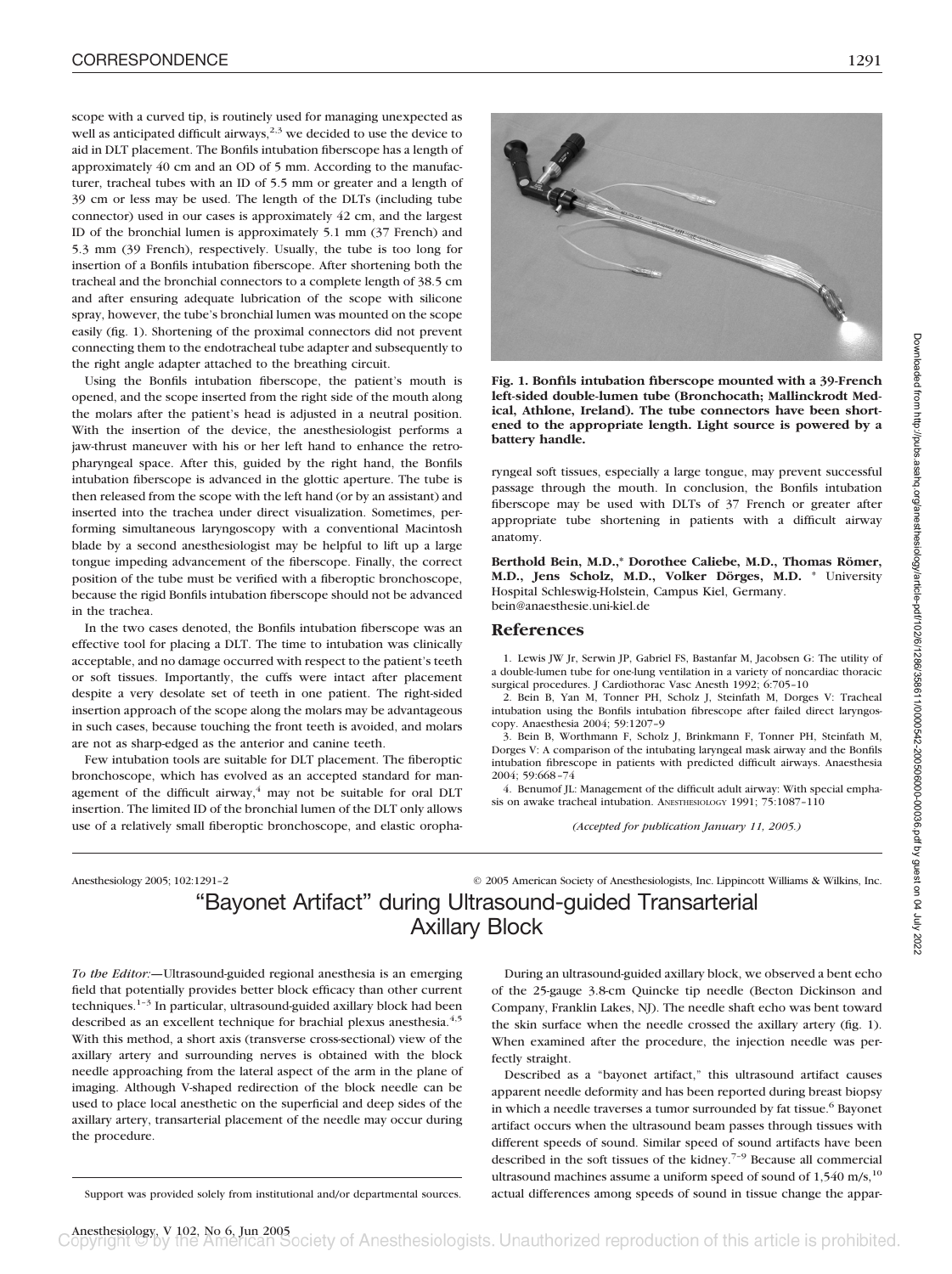scope with a curved tip, is routinely used for managing unexpected as well as anticipated difficult airways,[2,3] we decided to use the device to aid in DLT placement. The Bonfils intubation fiberscope has a length of approximately 40 cm and an OD of 5 mm. According to the manufacturer, tracheal tubes with an ID of 5.5 mm or greater and a length of 39 cm or less may be used. The length of the DLTs (including tube connector) used in our cases is approximately 42 cm, and the largest ID of the bronchial lumen is approximately 5.1 mm (37 French) and 5.3 mm (39 French), respectively. Usually, the tube is too long for insertion of a Bonfils intubation fiberscope. After shortening both the tracheal and the bronchial connectors to a complete length of 38.5 cm and after ensuring adequate lubrication of the scope with silicone spray, however, the tube's bronchial lumen was mounted on the scope easily (fig. 1). Shortening of the proximal connectors did not prevent connecting them to the endotracheal tube adapter and subsequently to the right angle adapter attached to the breathing circuit.

Using the Bonfils intubation fiberscope, the patient's mouth is opened, and the scope inserted from the right side of the mouth along the molars after the patient's head is adjusted in a neutral position. With the insertion of the device, the anesthesiologist performs a jaw-thrust maneuver with his or her left hand to enhance the retropharyngeal space. After this, guided by the right hand, the Bonfils intubation fiberscope is advanced in the glottic aperture. The tube is then released from the scope with the left hand (or by an assistant) and inserted into the trachea under direct visualization. Sometimes, performing simultaneous laryngoscopy with a conventional Macintosh blade by a second anesthesiologist may be helpful to lift up a large tongue impeding advancement of the fiberscope. Finally, the correct position of the tube must be verified with a fiberoptic bronchoscope, because the rigid Bonfils intubation fiberscope should not be advanced in the trachea.

In the two cases denoted, the Bonfils intubation fiberscope was an effective tool for placing a DLT. The time to intubation was clinically acceptable, and no damage occurred with respect to the patient's teeth or soft tissues. Importantly, the cuffs were intact after placement despite a very desolate set of teeth in one patient. The right-sided insertion approach of the scope along the molars may be advantageous in such cases, because touching the front teeth is avoided, and molars are not as sharp-edged as the anterior and canine teeth.

Few intubation tools are suitable for DLT placement. The fiberoptic bronchoscope, which has evolved as an accepted standard for management of the difficult airway,[4] may not be suitable for oral DLT insertion. The limited ID of the bronchial lumen of the DLT only allows use of a relatively small fiberoptic bronchoscope, and elastic oropharyngeal soft tissues, especially a large tongue, may prevent successful passage through the mouth. In conclusion, the Bonfils intubation fiberscope may be used with DLTs of 37 French or greater after appropriate tube shortening in patients with a difficult airway anatomy.

**Fig. 1. Bonfils intubation fiberscope mounted with a 39-French left-sided double-lumen tube (Bronchocath; Mallinckrodt Medical, Athlone, Ireland). The tube connectors have been shortened to the appropriate length. Light source is powered by a battery handle.**

**Berthold Bein, M.D.,\* Dorothee Caliebe, M.D., Thomas Römer, M.D., Jens Scholz, M.D., Volker Dörges, M.D.** \* University Hospital Schleswig-Holstein, Campus Kiel, Germany. bein@anaesthesie.uni-kiel.de

## References

1. Lewis JW Jr, Serwin JP, Gabriel FS, Bastanfar M, Jacobsen G: The utility of a double-lumen tube for one-lung ventilation in a variety of noncardiac thoracic surgical procedures. J Cardiothorac Vasc Anesth 1992; 6:705–10
2. Bein B, Yan M, Tonner PH, Scholz J, Steinfath M, Dorges V: Tracheal intubation using the Bonfils intubation fibrescope after failed direct laryngoscopy. Anaesthesia 2004; 59:1207–9
3. Bein B, Worthmann F, Scholz J, Brinkmann F, Tonner PH, Steinfath M, Dorges V: A comparison of the intubating laryngeal mask airway and the Bonfils intubation fibrescope in patients with predicted difficult airways. Anaesthesia 2004; 59:668–74
4. Benumof JL: Management of the difficult adult airway: With special emphasis on awake tracheal intubation. ANESTHESIOLOGY 1991; 75:1087–110

*(Accepted for publication January 11, 2005.)*

Anesthesiology 2005; 102:1291–2 © 2005 American Society of Anesthesiologists, Inc. Lippincott Williams & Wilkins, Inc.

# "Bayonet Artifact" during Ultrasound-guided Transarterial Axillary Block

*To the Editor:*—Ultrasound-guided regional anesthesia is an emerging field that potentially provides better block efficacy than other current techniques.[1–3] In particular, ultrasound-guided axillary block had been described as an excellent technique for brachial plexus anesthesia.[4,5] With this method, a short axis (transverse cross-sectional) view of the axillary artery and surrounding nerves is obtained with the block needle approaching from the lateral aspect of the arm in the plane of imaging. Although V-shaped redirection of the block needle can be used to place local anesthetic on the superficial and deep sides of the axillary artery, transarterial placement of the needle may occur during the procedure.

Support was provided solely from institutional and/or departmental sources.

During an ultrasound-guided axillary block, we observed a bent echo of the 25-gauge 3.8-cm Quincke tip needle (Becton Dickinson and Company, Franklin Lakes, NJ). The needle shaft echo was bent toward the skin surface when the needle crossed the axillary artery (fig. 1). When examined after the procedure, the injection needle was perfectly straight.

Described as a "bayonet artifact," this ultrasound artifact causes apparent needle deformity and has been reported during breast biopsy in which a needle traverses a tumor surrounded by fat tissue.[6] Bayonet artifact occurs when the ultrasound beam passes through tissues with different speeds of sound. Similar speed of sound artifacts have been described in the soft tissues of the kidney.[7–9] Because all commercial ultrasound machines assume a uniform speed of sound of 1,540 m/s,[10] actual differences among speeds of sound in tissue change the appar-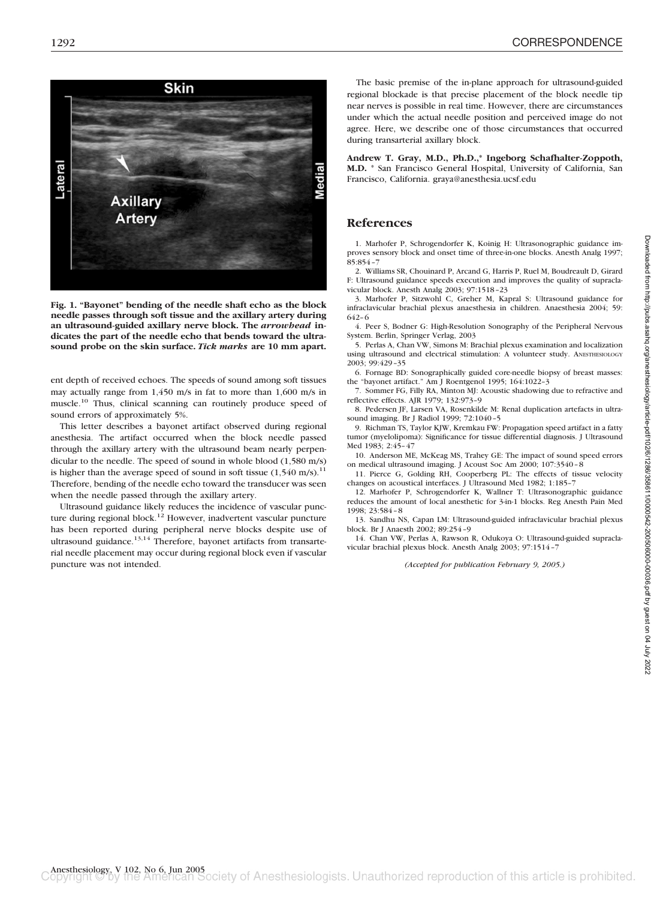Skin

Lateral

Medial

Axillary Artery

**Fig. 1. "Bayonet" bending of the needle shaft echo as the block needle passes through soft tissue and the axillary artery during an ultrasound-guided axillary nerve block. The *arrowhead* indicates the part of the needle echo that bends toward the ultrasound probe on the skin surface. *Tick marks* are 10 mm apart.**

ent depth of received echoes. The speeds of sound among soft tissues may actually range from 1,450 m/s in fat to more than 1,600 m/s in muscle.[10] Thus, clinical scanning can routinely produce speed of sound errors of approximately 5%.

This letter describes a bayonet artifact observed during regional anesthesia. The artifact occurred when the block needle passed through the axillary artery with the ultrasound beam nearly perpendicular to the needle. The speed of sound in whole blood (1,580 m/s) is higher than the average speed of sound in soft tissue (1,540 m/s).[11] Therefore, bending of the needle echo toward the transducer was seen when the needle passed through the axillary artery.

Ultrasound guidance likely reduces the incidence of vascular puncture during regional block.[12] However, inadvertent vascular puncture has been reported during peripheral nerve blocks despite use of ultrasound guidance.[13,14] Therefore, bayonet artifacts from transarterial needle placement may occur during regional block even if vascular puncture was not intended.

The basic premise of the in-plane approach for ultrasound-guided regional blockade is that precise placement of the block needle tip near nerves is possible in real time. However, there are circumstances under which the actual needle position and perceived image do not agree. Here, we describe one of those circumstances that occurred during transarterial axillary block.

**Andrew T. Gray, M.D., Ph.D.,\* Ingeborg Schafhalter-Zoppoth, M.D.** \* San Francisco General Hospital, University of California, San Francisco, California. graya@anesthesia.ucsf.edu

## References

1. Marhofer P, Schrogendorfer K, Koinig H: Ultrasonographic guidance improves sensory block and onset time of three-in-one blocks. Anesth Analg 1997; 85:854–7
2. Williams SR, Chouinard P, Arcand G, Harris P, Ruel M, Boudreault D, Girard F: Ultrasound guidance speeds execution and improves the quality of supraclavicular block. Anesth Analg 2003; 97:1518–23
3. Marhofer P, Sitzwohl C, Greher M, Kapral S: Ultrasound guidance for infraclavicular brachial plexus anaesthesia in children. Anaesthesia 2004; 59: 642–6
4. Peer S, Bodner G: High-Resolution Sonography of the Peripheral Nervous System. Berlin, Springer Verlag, 2003
5. Perlas A, Chan VW, Simons M: Brachial plexus examination and localization using ultrasound and electrical stimulation: A volunteer study. ANESTHESIOLOGY 2003; 99:429–35
6. Fornage BD: Sonographically guided core-needle biopsy of breast masses: the "bayonet artifact." Am J Roentgenol 1995; 164:1022–3
7. Sommer FG, Filly RA, Minton MJ: Acoustic shadowing due to refractive and reflective effects. AJR 1979; 132:973–9
8. Pedersen JF, Larsen VA, Rosenkilde M: Renal duplication artefacts in ultrasound imaging. Br J Radiol 1999; 72:1040–5
9. Richman TS, Taylor KJW, Kremkau FW: Propagation speed artifact in a fatty tumor (myelolipoma): Significance for tissue differential diagnosis. J Ultrasound Med 1983; 2:45–47
10. Anderson ME, McKeag MS, Trahey GE: The impact of sound speed errors on medical ultrasound imaging. J Acoust Soc Am 2000; 107:3540–8
11. Pierce G, Golding RH, Cooperberg PL: The effects of tissue velocity changes on acoustical interfaces. J Ultrasound Med 1982; 1:185–7
12. Marhofer P, Schrogendorfer K, Wallner T: Ultrasonographic guidance reduces the amount of local anesthetic for 3-in-1 blocks. Reg Anesth Pain Med 1998; 23:584–8
13. Sandhu NS, Capan LM: Ultrasound-guided infraclavicular brachial plexus block. Br J Anaesth 2002; 89:254–9
14. Chan VW, Perlas A, Rawson R, Odukoya O: Ultrasound-guided supraclavicular brachial plexus block. Anesth Analg 2003; 97:1514–7

*(Accepted for publication February 9, 2005.)*